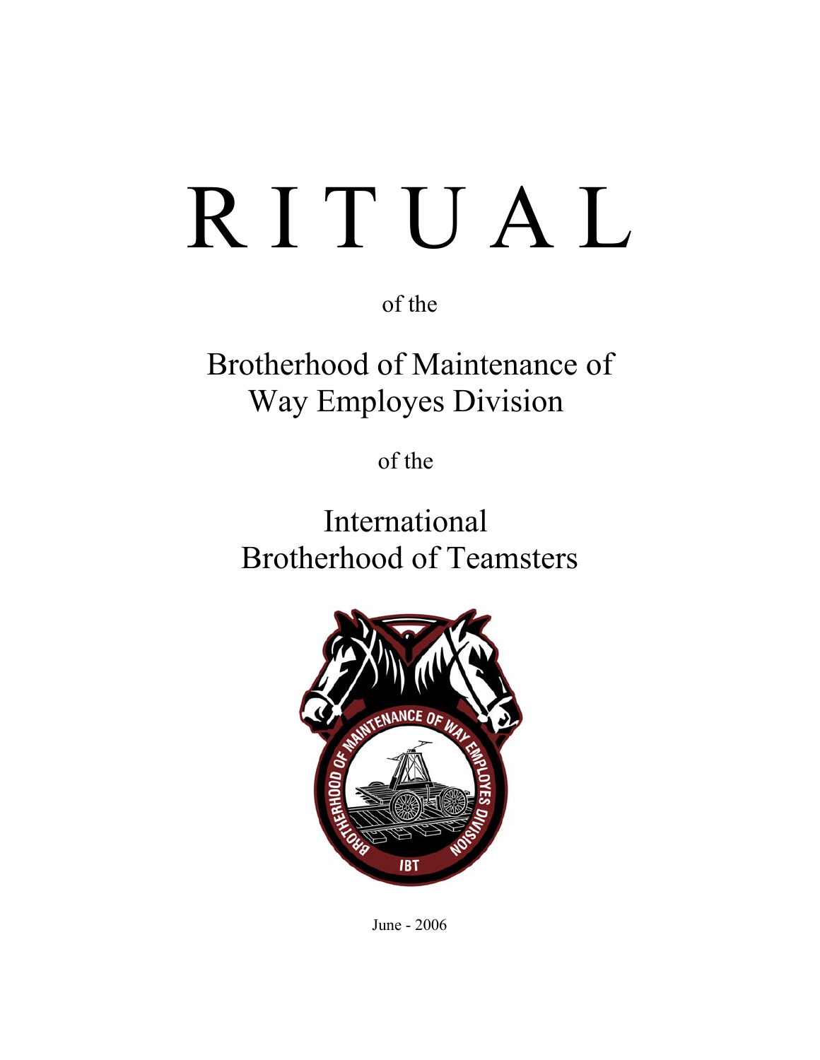# RITUAL

of the

## Brotherhood of Maintenance of Way Employes Division

of the

## International Brotherhood of Teamsters

June - 2006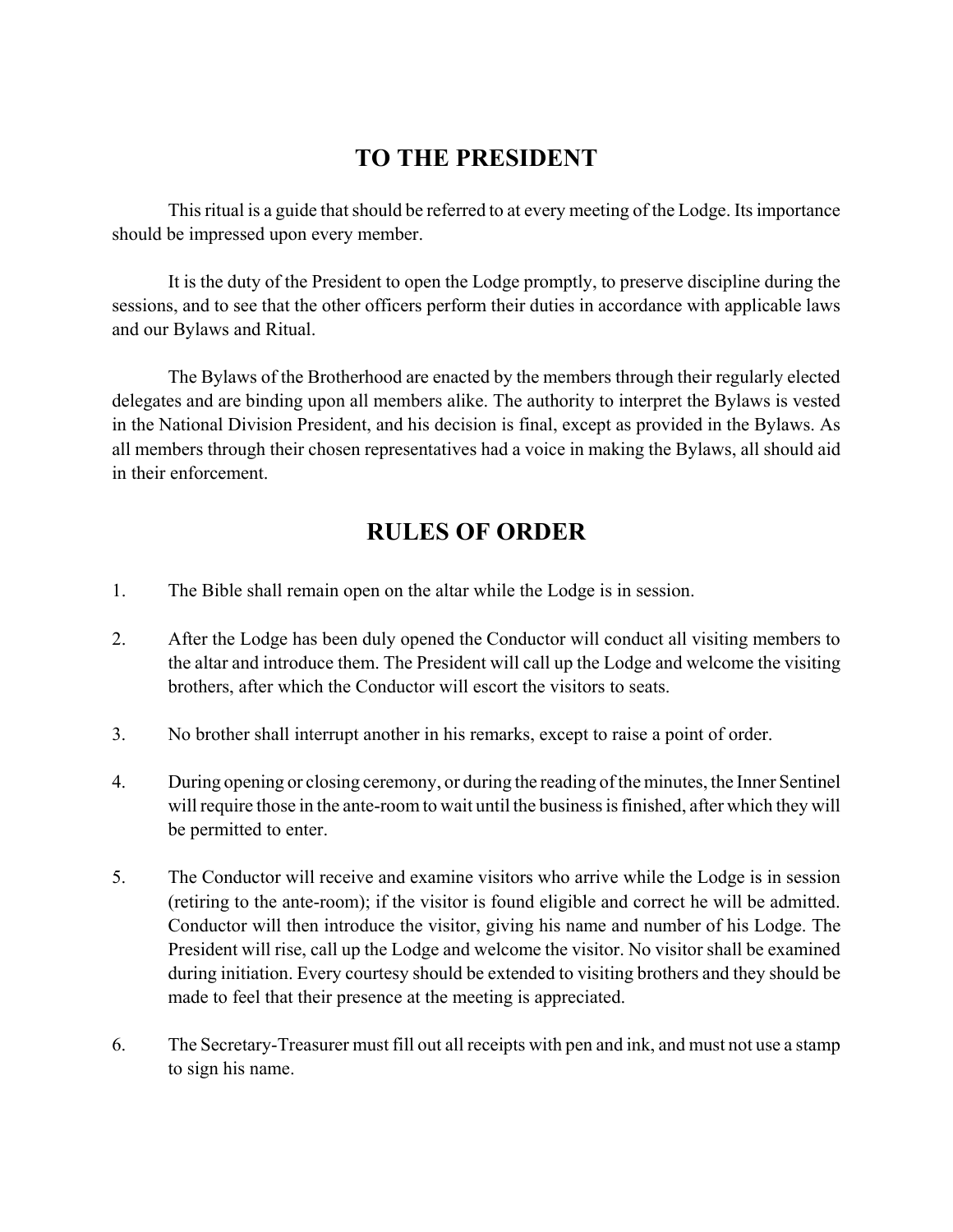## TO THE PRESIDENT

This ritual is a guide that should be referred to at every meeting of the Lodge. Its importance should be impressed upon every member.

It is the duty of the President to open the Lodge promptly, to preserve discipline during the sessions, and to see that the other officers perform their duties in accordance with applicable laws and our Bylaws and Ritual.

The Bylaws of the Brotherhood are enacted by the members through their regularly elected delegates and are binding upon all members alike. The authority to interpret the Bylaws is vested in the National Division President, and his decision is final, except as provided in the Bylaws. As all members through their chosen representatives had a voice in making the Bylaws, all should aid in their enforcement.

## RULES OF ORDER

1. The Bible shall remain open on the altar while the Lodge is in session.

2. After the Lodge has been duly opened the Conductor will conduct all visiting members to the altar and introduce them. The President will call up the Lodge and welcome the visiting brothers, after which the Conductor will escort the visitors to seats.

3. No brother shall interrupt another in his remarks, except to raise a point of order.

4. During opening or closing ceremony, or during the reading of the minutes, the Inner Sentinel will require those in the ante-room to wait until the business is finished, after which they will be permitted to enter.

5. The Conductor will receive and examine visitors who arrive while the Lodge is in session (retiring to the ante-room); if the visitor is found eligible and correct he will be admitted. Conductor will then introduce the visitor, giving his name and number of his Lodge. The President will rise, call up the Lodge and welcome the visitor. No visitor shall be examined during initiation. Every courtesy should be extended to visiting brothers and they should be made to feel that their presence at the meeting is appreciated.

6. The Secretary-Treasurer must fill out all receipts with pen and ink, and must not use a stamp to sign his name.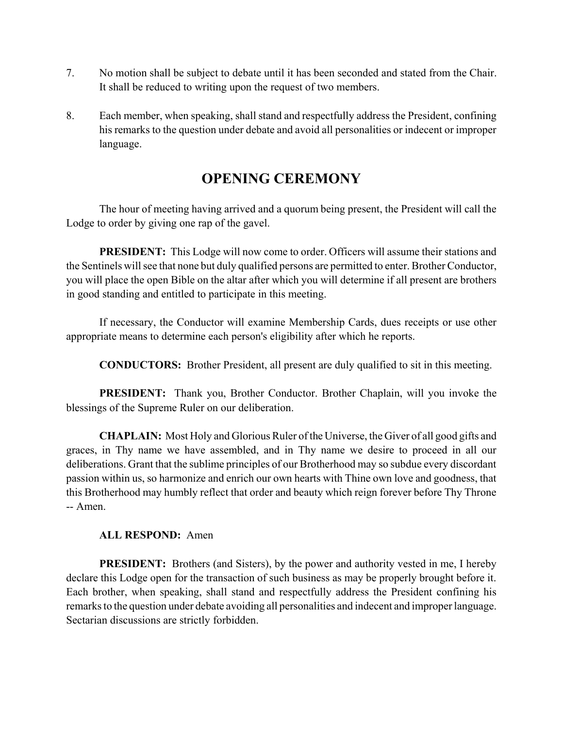7. No motion shall be subject to debate until it has been seconded and stated from the Chair. It shall be reduced to writing upon the request of two members.

8. Each member, when speaking, shall stand and respectfully address the President, confining his remarks to the question under debate and avoid all personalities or indecent or improper language.

## OPENING CEREMONY

The hour of meeting having arrived and a quorum being present, the President will call the Lodge to order by giving one rap of the gavel.

**PRESIDENT:** This Lodge will now come to order. Officers will assume their stations and the Sentinels will see that none but duly qualified persons are permitted to enter. Brother Conductor, you will place the open Bible on the altar after which you will determine if all present are brothers in good standing and entitled to participate in this meeting.

If necessary, the Conductor will examine Membership Cards, dues receipts or use other appropriate means to determine each person's eligibility after which he reports.

**CONDUCTORS:** Brother President, all present are duly qualified to sit in this meeting.

**PRESIDENT:** Thank you, Brother Conductor. Brother Chaplain, will you invoke the blessings of the Supreme Ruler on our deliberation.

**CHAPLAIN:** Most Holy and Glorious Ruler of the Universe, the Giver of all good gifts and graces, in Thy name we have assembled, and in Thy name we desire to proceed in all our deliberations. Grant that the sublime principles of our Brotherhood may so subdue every discordant passion within us, so harmonize and enrich our own hearts with Thine own love and goodness, that this Brotherhood may humbly reflect that order and beauty which reign forever before Thy Throne -- Amen.

**ALL RESPOND:** Amen

**PRESIDENT:** Brothers (and Sisters), by the power and authority vested in me, I hereby declare this Lodge open for the transaction of such business as may be properly brought before it. Each brother, when speaking, shall stand and respectfully address the President confining his remarks to the question under debate avoiding all personalities and indecent and improper language. Sectarian discussions are strictly forbidden.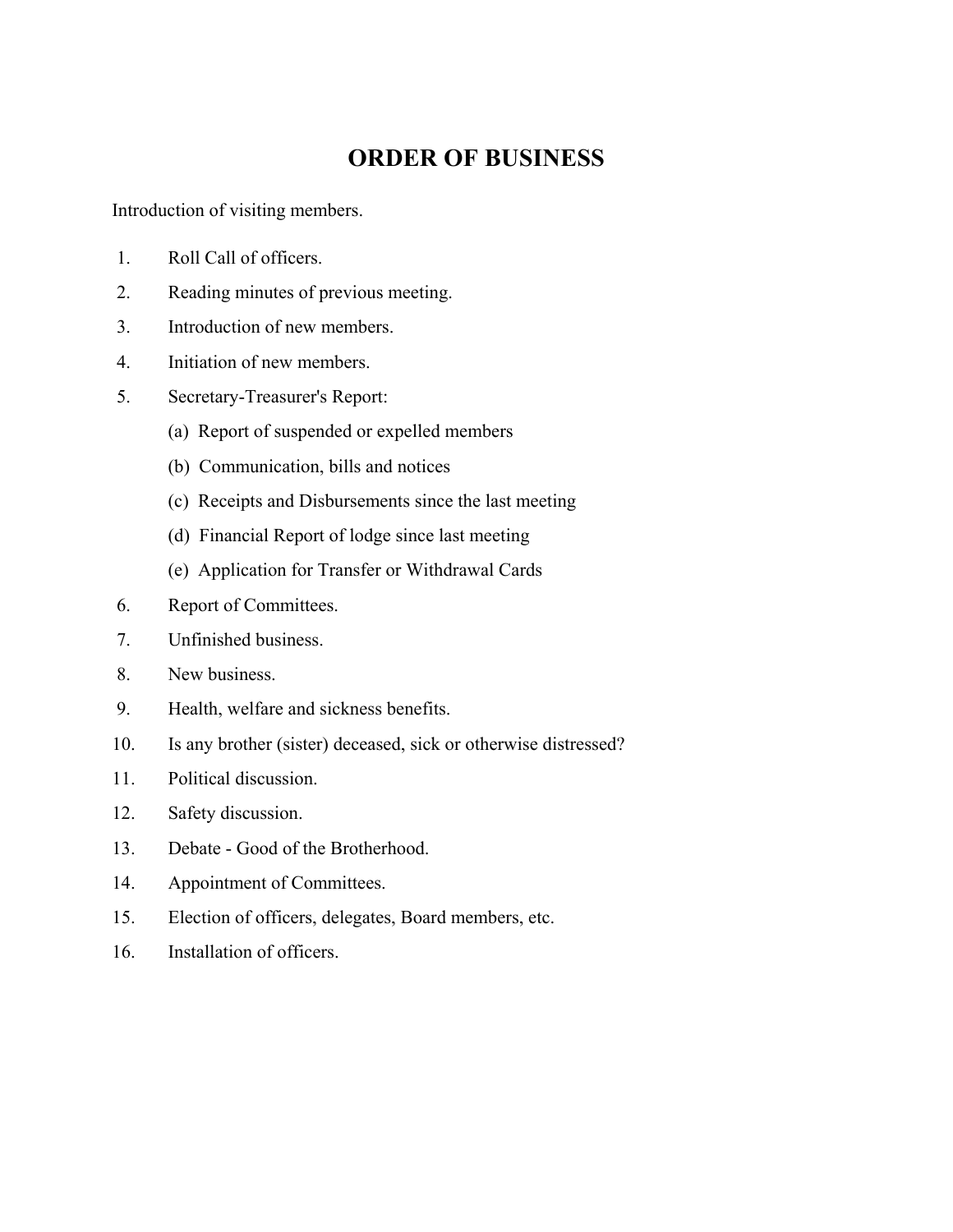# ORDER OF BUSINESS

Introduction of visiting members.

1. Roll Call of officers.
2. Reading minutes of previous meeting.
3. Introduction of new members.
4. Initiation of new members.
5. Secretary-Treasurer's Report:
   - (a) Report of suspended or expelled members
   - (b) Communication, bills and notices
   - (c) Receipts and Disbursements since the last meeting
   - (d) Financial Report of lodge since last meeting
   - (e) Application for Transfer or Withdrawal Cards
6. Report of Committees.
7. Unfinished business.
8. New business.
9. Health, welfare and sickness benefits.
10. Is any brother (sister) deceased, sick or otherwise distressed?
11. Political discussion.
12. Safety discussion.
13. Debate - Good of the Brotherhood.
14. Appointment of Committees.
15. Election of officers, delegates, Board members, etc.
16. Installation of officers.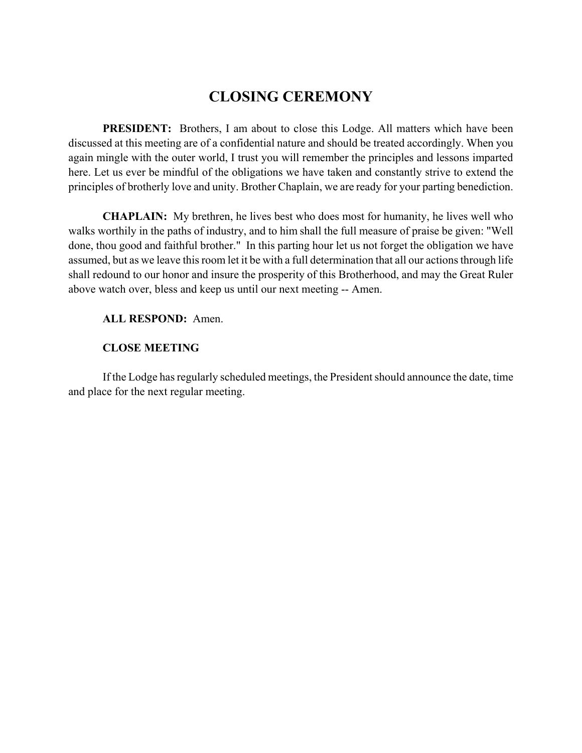# CLOSING CEREMONY

**PRESIDENT:** Brothers, I am about to close this Lodge. All matters which have been discussed at this meeting are of a confidential nature and should be treated accordingly. When you again mingle with the outer world, I trust you will remember the principles and lessons imparted here. Let us ever be mindful of the obligations we have taken and constantly strive to extend the principles of brotherly love and unity. Brother Chaplain, we are ready for your parting benediction.

**CHAPLAIN:** My brethren, he lives best who does most for humanity, he lives well who walks worthily in the paths of industry, and to him shall the full measure of praise be given: "Well done, thou good and faithful brother." In this parting hour let us not forget the obligation we have assumed, but as we leave this room let it be with a full determination that all our actions through life shall redound to our honor and insure the prosperity of this Brotherhood, and may the Great Ruler above watch over, bless and keep us until our next meeting -- Amen.

**ALL RESPOND:** Amen.

**CLOSE MEETING**

If the Lodge has regularly scheduled meetings, the President should announce the date, time and place for the next regular meeting.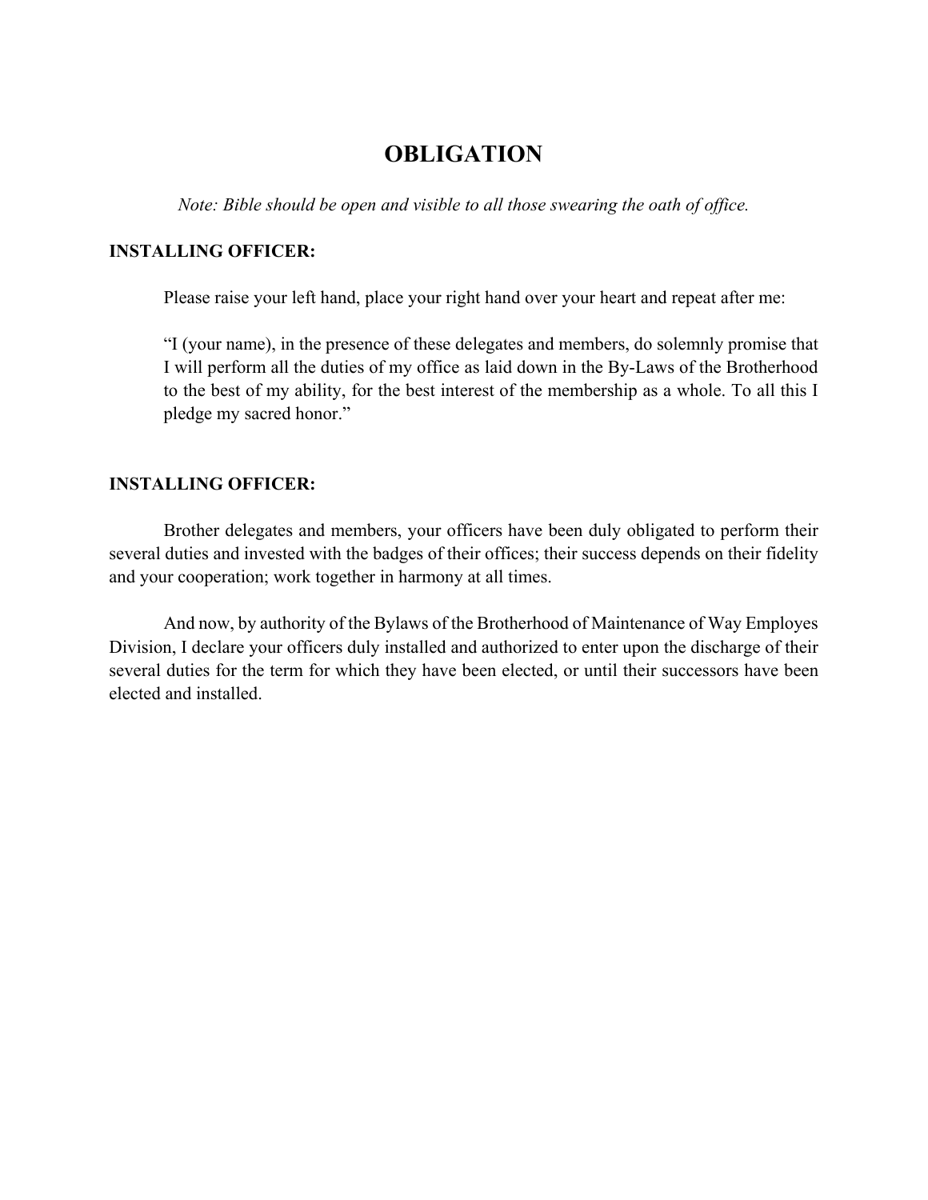# OBLIGATION

*Note: Bible should be open and visible to all those swearing the oath of office.*

**INSTALLING OFFICER:**

Please raise your left hand, place your right hand over your heart and repeat after me:

> "I (your name), in the presence of these delegates and members, do solemnly promise that I will perform all the duties of my office as laid down in the By-Laws of the Brotherhood to the best of my ability, for the best interest of the membership as a whole. To all this I pledge my sacred honor."

**INSTALLING OFFICER:**

Brother delegates and members, your officers have been duly obligated to perform their several duties and invested with the badges of their offices; their success depends on their fidelity and your cooperation; work together in harmony at all times.

And now, by authority of the Bylaws of the Brotherhood of Maintenance of Way Employes Division, I declare your officers duly installed and authorized to enter upon the discharge of their several duties for the term for which they have been elected, or until their successors have been elected and installed.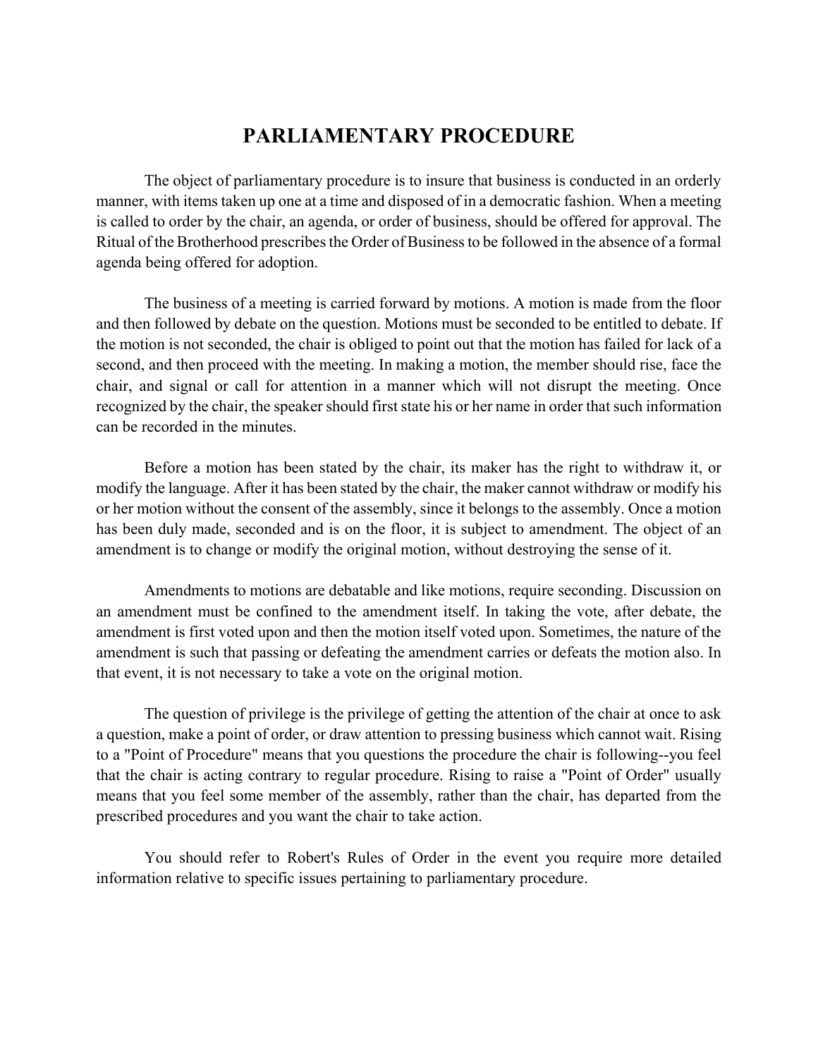# PARLIAMENTARY PROCEDURE

The object of parliamentary procedure is to insure that business is conducted in an orderly manner, with items taken up one at a time and disposed of in a democratic fashion. When a meeting is called to order by the chair, an agenda, or order of business, should be offered for approval. The Ritual of the Brotherhood prescribes the Order of Business to be followed in the absence of a formal agenda being offered for adoption.

The business of a meeting is carried forward by motions. A motion is made from the floor and then followed by debate on the question. Motions must be seconded to be entitled to debate. If the motion is not seconded, the chair is obliged to point out that the motion has failed for lack of a second, and then proceed with the meeting. In making a motion, the member should rise, face the chair, and signal or call for attention in a manner which will not disrupt the meeting. Once recognized by the chair, the speaker should first state his or her name in order that such information can be recorded in the minutes.

Before a motion has been stated by the chair, its maker has the right to withdraw it, or modify the language. After it has been stated by the chair, the maker cannot withdraw or modify his or her motion without the consent of the assembly, since it belongs to the assembly. Once a motion has been duly made, seconded and is on the floor, it is subject to amendment. The object of an amendment is to change or modify the original motion, without destroying the sense of it.

Amendments to motions are debatable and like motions, require seconding. Discussion on an amendment must be confined to the amendment itself. In taking the vote, after debate, the amendment is first voted upon and then the motion itself voted upon. Sometimes, the nature of the amendment is such that passing or defeating the amendment carries or defeats the motion also. In that event, it is not necessary to take a vote on the original motion.

The question of privilege is the privilege of getting the attention of the chair at once to ask a question, make a point of order, or draw attention to pressing business which cannot wait. Rising to a "Point of Procedure" means that you questions the procedure the chair is following--you feel that the chair is acting contrary to regular procedure. Rising to raise a "Point of Order" usually means that you feel some member of the assembly, rather than the chair, has departed from the prescribed procedures and you want the chair to take action.

You should refer to Robert's Rules of Order in the event you require more detailed information relative to specific issues pertaining to parliamentary procedure.